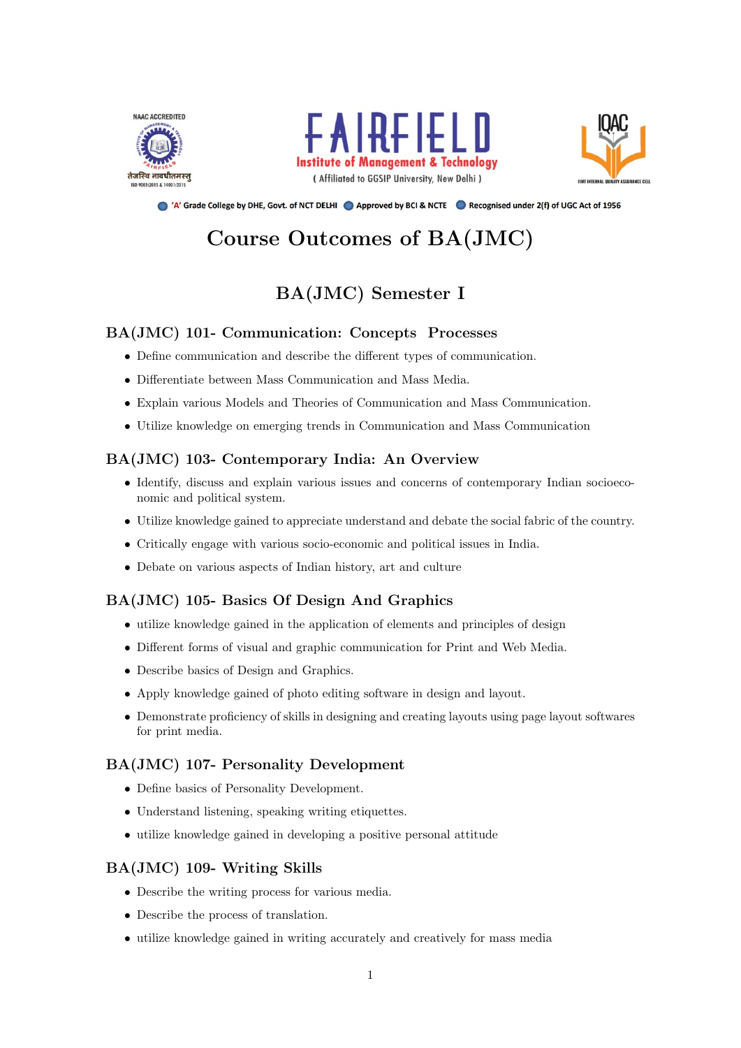NAAC ACCREDITED

तेजस्वि नावधीतमस्तु

ISO 9001:2015 & 14001:2015

**FAIRFIELD**

**Institute of Management & Technology**

( Affiliated to GGSIP University, New Delhi )

IQAC

FIMT INTERNAL QUALITY ASSURANCE CELL

'A' Grade College by DHE, Govt. of NCT DELHI · Approved by BCI & NCTE · Recognised under 2(f) of UGC Act of 1956

# Course Outcomes of BA(JMC)

## BA(JMC) Semester I

### BA(JMC) 101- Communication: Concepts Processes

- Define communication and describe the different types of communication.
- Differentiate between Mass Communication and Mass Media.
- Explain various Models and Theories of Communication and Mass Communication.
- Utilize knowledge on emerging trends in Communication and Mass Communication

### BA(JMC) 103- Contemporary India: An Overview

- Identify, discuss and explain various issues and concerns of contemporary Indian socioeconomic and political system.
- Utilize knowledge gained to appreciate understand and debate the social fabric of the country.
- Critically engage with various socio-economic and political issues in India.
- Debate on various aspects of Indian history, art and culture

### BA(JMC) 105- Basics Of Design And Graphics

- utilize knowledge gained in the application of elements and principles of design
- Different forms of visual and graphic communication for Print and Web Media.
- Describe basics of Design and Graphics.
- Apply knowledge gained of photo editing software in design and layout.
- Demonstrate proficiency of skills in designing and creating layouts using page layout softwares for print media.

### BA(JMC) 107- Personality Development

- Define basics of Personality Development.
- Understand listening, speaking writing etiquettes.
- utilize knowledge gained in developing a positive personal attitude

### BA(JMC) 109- Writing Skills

- Describe the writing process for various media.
- Describe the process of translation.
- utilize knowledge gained in writing accurately and creatively for mass media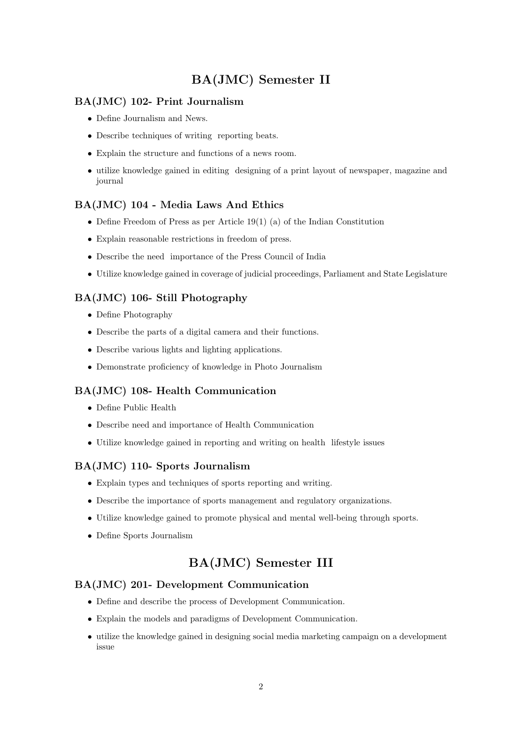# BA(JMC) Semester II

## BA(JMC) 102- Print Journalism

- Define Journalism and News.
- Describe techniques of writing  reporting beats.
- Explain the structure and functions of a news room.
- utilize knowledge gained in editing  designing of a print layout of newspaper, magazine and journal

## BA(JMC) 104 - Media Laws And Ethics

- Define Freedom of Press as per Article 19(1) (a) of the Indian Constitution
- Explain reasonable restrictions in freedom of press.
- Describe the need  importance of the Press Council of India
- Utilize knowledge gained in coverage of judicial proceedings, Parliament and State Legislature

## BA(JMC) 106- Still Photography

- Define Photography
- Describe the parts of a digital camera and their functions.
- Describe various lights and lighting applications.
- Demonstrate proficiency of knowledge in Photo Journalism

## BA(JMC) 108- Health Communication

- Define Public Health
- Describe need and importance of Health Communication
- Utilize knowledge gained in reporting and writing on health  lifestyle issues

## BA(JMC) 110- Sports Journalism

- Explain types and techniques of sports reporting and writing.
- Describe the importance of sports management and regulatory organizations.
- Utilize knowledge gained to promote physical and mental well-being through sports.
- Define Sports Journalism

# BA(JMC) Semester III

## BA(JMC) 201- Development Communication

- Define and describe the process of Development Communication.
- Explain the models and paradigms of Development Communication.
- utilize the knowledge gained in designing social media marketing campaign on a development issue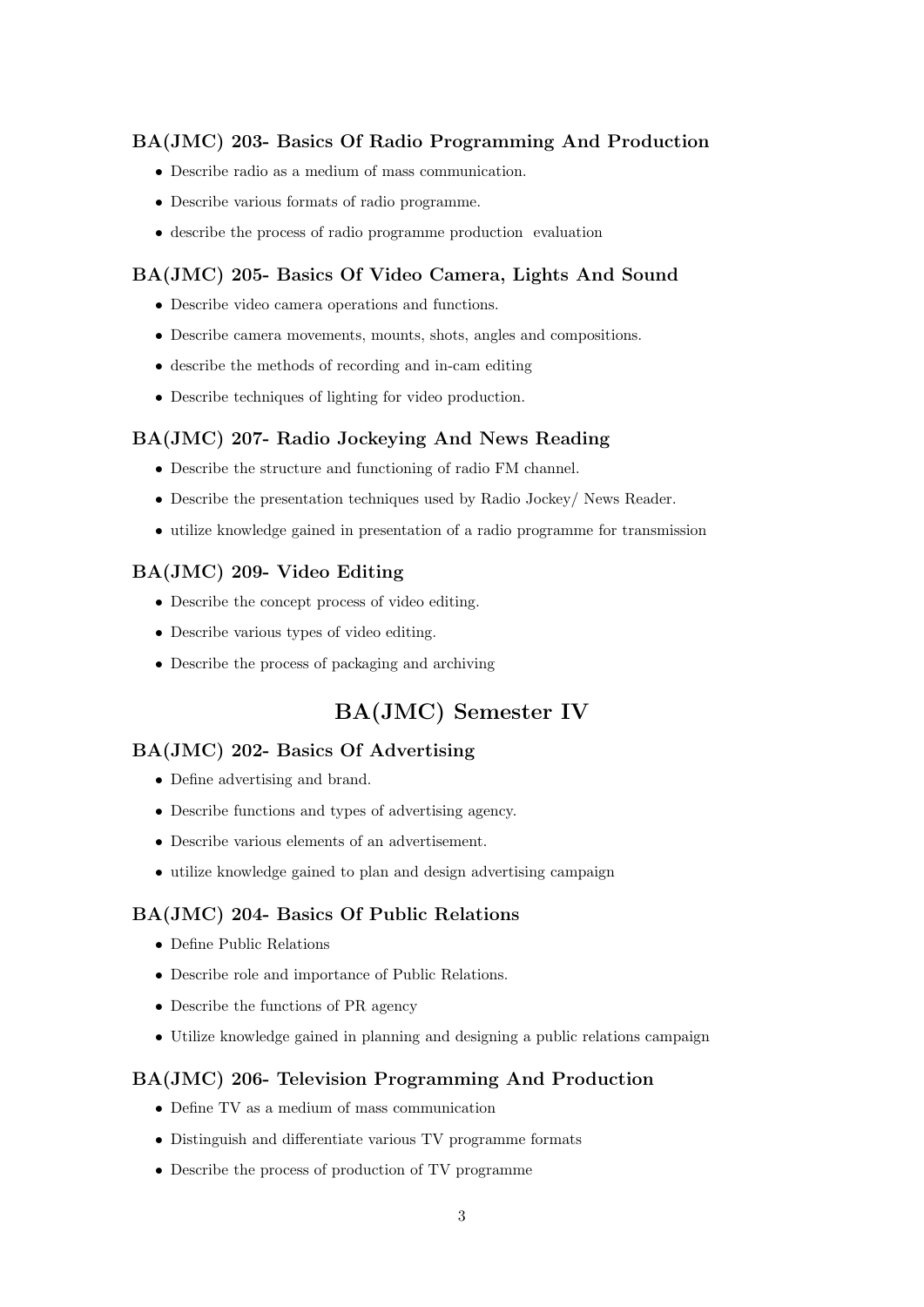### BA(JMC) 203- Basics Of Radio Programming And Production

- Describe radio as a medium of mass communication.
- Describe various formats of radio programme.
- describe the process of radio programme production evaluation

### BA(JMC) 205- Basics Of Video Camera, Lights And Sound

- Describe video camera operations and functions.
- Describe camera movements, mounts, shots, angles and compositions.
- describe the methods of recording and in-cam editing
- Describe techniques of lighting for video production.

### BA(JMC) 207- Radio Jockeying And News Reading

- Describe the structure and functioning of radio FM channel.
- Describe the presentation techniques used by Radio Jockey/ News Reader.
- utilize knowledge gained in presentation of a radio programme for transmission

### BA(JMC) 209- Video Editing

- Describe the concept process of video editing.
- Describe various types of video editing.
- Describe the process of packaging and archiving

## BA(JMC) Semester IV

### BA(JMC) 202- Basics Of Advertising

- Define advertising and brand.
- Describe functions and types of advertising agency.
- Describe various elements of an advertisement.
- utilize knowledge gained to plan and design advertising campaign

### BA(JMC) 204- Basics Of Public Relations

- Define Public Relations
- Describe role and importance of Public Relations.
- Describe the functions of PR agency
- Utilize knowledge gained in planning and designing a public relations campaign

### BA(JMC) 206- Television Programming And Production

- Define TV as a medium of mass communication
- Distinguish and differentiate various TV programme formats
- Describe the process of production of TV programme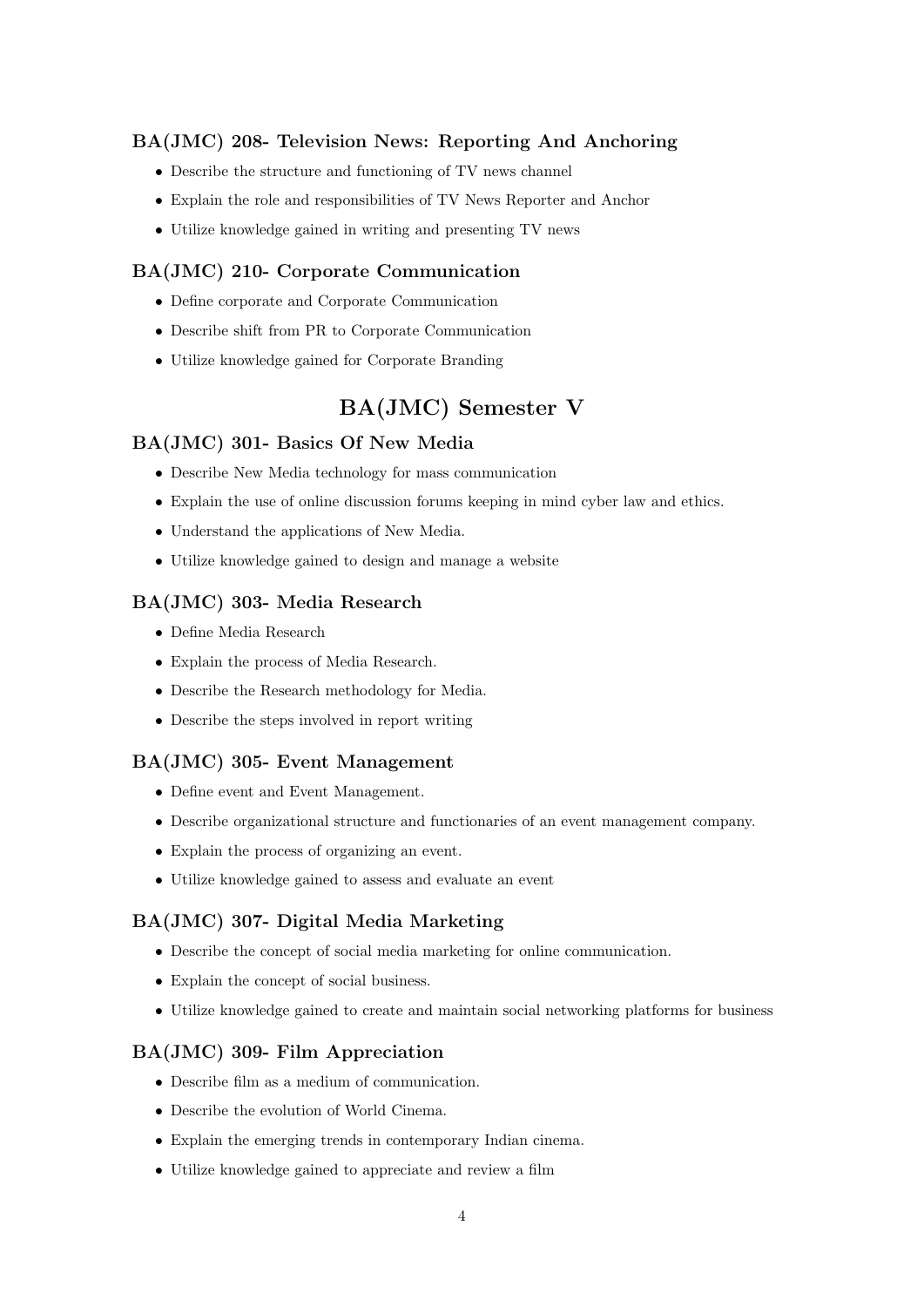### BA(JMC) 208- Television News: Reporting And Anchoring

- Describe the structure and functioning of TV news channel
- Explain the role and responsibilities of TV News Reporter and Anchor
- Utilize knowledge gained in writing and presenting TV news

### BA(JMC) 210- Corporate Communication

- Define corporate and Corporate Communication
- Describe shift from PR to Corporate Communication
- Utilize knowledge gained for Corporate Branding

## BA(JMC) Semester V

### BA(JMC) 301- Basics Of New Media

- Describe New Media technology for mass communication
- Explain the use of online discussion forums keeping in mind cyber law and ethics.
- Understand the applications of New Media.
- Utilize knowledge gained to design and manage a website

### BA(JMC) 303- Media Research

- Define Media Research
- Explain the process of Media Research.
- Describe the Research methodology for Media.
- Describe the steps involved in report writing

### BA(JMC) 305- Event Management

- Define event and Event Management.
- Describe organizational structure and functionaries of an event management company.
- Explain the process of organizing an event.
- Utilize knowledge gained to assess and evaluate an event

### BA(JMC) 307- Digital Media Marketing

- Describe the concept of social media marketing for online communication.
- Explain the concept of social business.
- Utilize knowledge gained to create and maintain social networking platforms for business

### BA(JMC) 309- Film Appreciation

- Describe film as a medium of communication.
- Describe the evolution of World Cinema.
- Explain the emerging trends in contemporary Indian cinema.
- Utilize knowledge gained to appreciate and review a film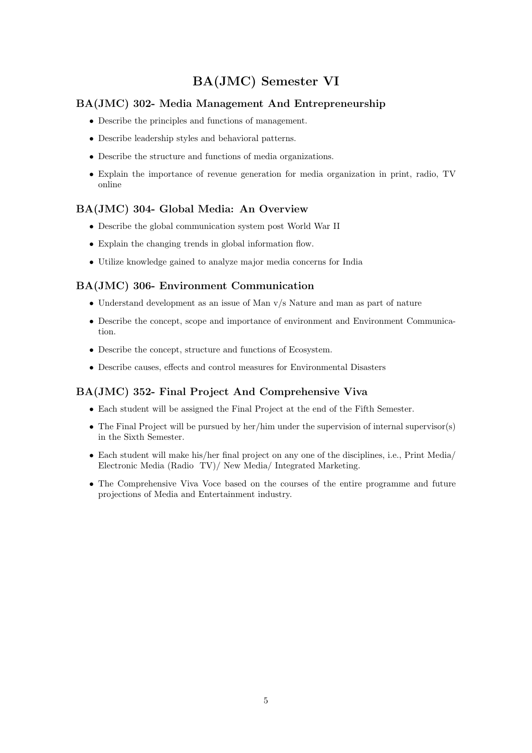# BA(JMC) Semester VI

## BA(JMC) 302- Media Management And Entrepreneurship

- Describe the principles and functions of management.
- Describe leadership styles and behavioral patterns.
- Describe the structure and functions of media organizations.
- Explain the importance of revenue generation for media organization in print, radio, TV online

## BA(JMC) 304- Global Media: An Overview

- Describe the global communication system post World War II
- Explain the changing trends in global information flow.
- Utilize knowledge gained to analyze major media concerns for India

## BA(JMC) 306- Environment Communication

- Understand development as an issue of Man v/s Nature and man as part of nature
- Describe the concept, scope and importance of environment and Environment Communication.
- Describe the concept, structure and functions of Ecosystem.
- Describe causes, effects and control measures for Environmental Disasters

## BA(JMC) 352- Final Project And Comprehensive Viva

- Each student will be assigned the Final Project at the end of the Fifth Semester.
- The Final Project will be pursued by her/him under the supervision of internal supervisor(s) in the Sixth Semester.
- Each student will make his/her final project on any one of the disciplines, i.e., Print Media/ Electronic Media (Radio TV)/ New Media/ Integrated Marketing.
- The Comprehensive Viva Voce based on the courses of the entire programme and future projections of Media and Entertainment industry.